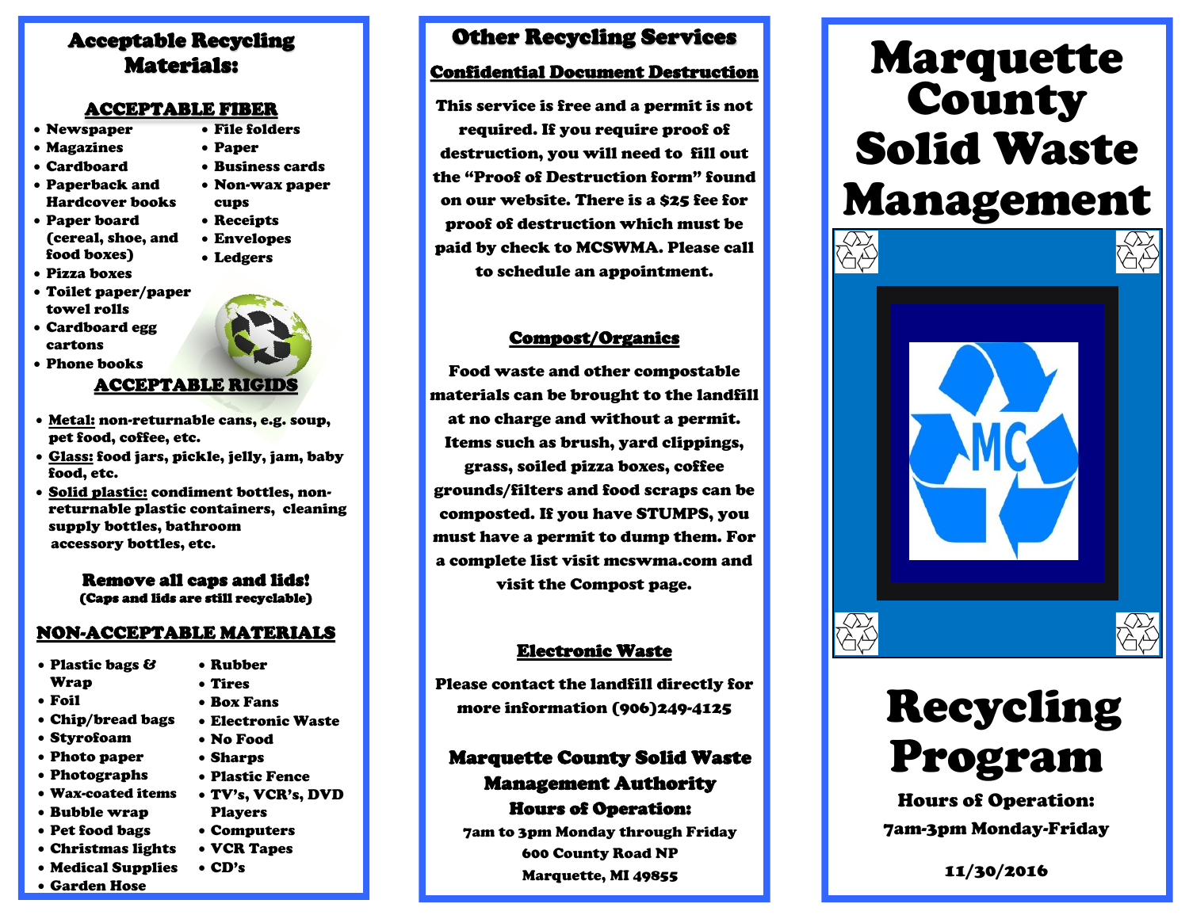# Acceptable Recycling Materials:

## ACCEPTABLE FIBER

- Newspaper
- Magazines
- Cardboard
- Paperback and Hardcover books
- Paper board (cereal, shoe, and food boxes)
- Pizza boxes
- Toilet paper/paper towel rolls
- Cardboard egg cartons
- Phone books
- File folders
- Paper
- Business cards
- Non-wax paper cups
- Receipts
- Envelopes
- Ledgers

## ACCEPTABLE RIGIDS

- **Metal:** non-returnable cans, e.g. soup, pet food, coffee, etc.
- **Glass:** food jars, pickle, jelly, jam, baby food, etc.
- **Solid plastic:** condiment bottles, non-returnable plastic containers, cleaning supply bottles, bathroom accessory bottles, etc.

**Remove all caps and lids!**
(Caps and lids are still recyclable)

## NON-ACCEPTABLE MATERIALS

- Plastic bags & Wrap
- Foil
- Chip/bread bags
- Styrofoam
- Photo paper
- Photographs
- Wax-coated items
- Bubble wrap
- Pet food bags
- Christmas lights
- Medical Supplies
- Garden Hose
- Rubber
- Tires
- Box Fans
- Electronic Waste
- No Food
- Sharps
- Plastic Fence
- TV's, VCR's, DVD Players
- Computers
- VCR Tapes
- CD's

# Other Recycling Services

## Confidential Document Destruction

This service is free and a permit is not required. If you require proof of destruction, you will need to fill out the "Proof of Destruction form" found on our website. There is a $25 fee for proof of destruction which must be paid by check to MCSWMA. Please call to schedule an appointment.

## Compost/Organics

Food waste and other compostable materials can be brought to the landfill at no charge and without a permit. Items such as brush, yard clippings, grass, soiled pizza boxes, coffee grounds/filters and food scraps can be composted. If you have STUMPS, you must have a permit to dump them. For a complete list visit mcswma.com and visit the Compost page.

## Electronic Waste

Please contact the landfill directly for more information (906)249-4125

**Marquette County Solid Waste Management Authority**
**Hours of Operation:**
7am to 3pm Monday through Friday
600 County Road NP
Marquette, MI 49855

# Marquette County Solid Waste Management

# Recycling Program

**Hours of Operation:**
7am-3pm Monday-Friday

11/30/2016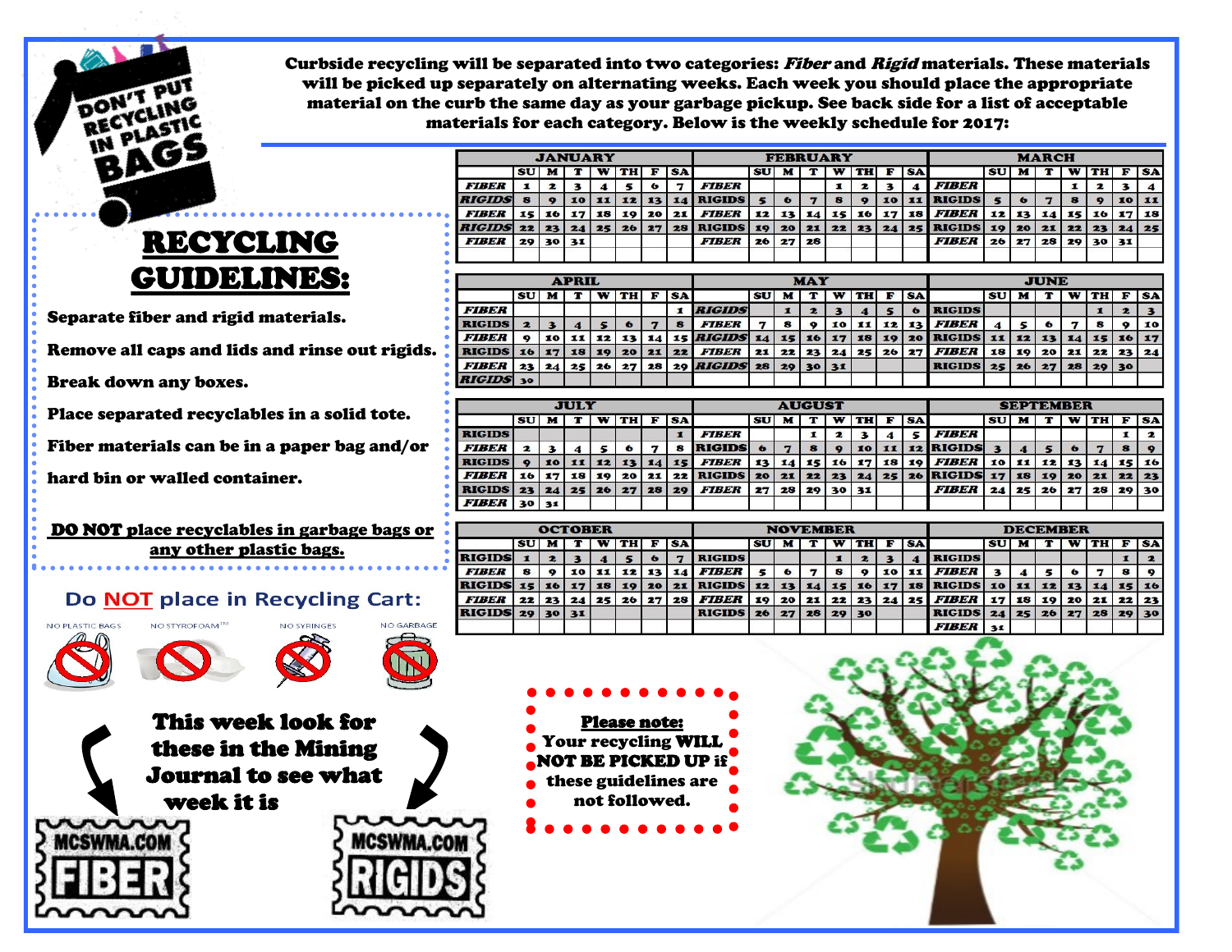Curbside recycling will be separated into two categories: *Fiber* and *Rigid* materials. These materials will be picked up separately on alternating weeks. Each week you should place the appropriate material on the curb the same day as your garbage pickup. See back side for a list of acceptable materials for each category. Below is the weekly schedule for 2017:

DON'T PUT RECYCLING IN PLASTIC BAGS

# RECYCLING GUIDELINES:

Separate fiber and rigid materials.

Remove all caps and lids and rinse out rigids.

Break down any boxes.

Place separated recyclables in a solid tote.

Fiber materials can be in a paper bag and/or hard bin or walled container.

**DO NOT place recyclables in garbage bags or any other plastic bags.**

Do NOT place in Recycling Cart:

NO PLASTIC BAGS — NO STYROFOAM™ — NO SYRINGES — NO GARBAGE

**JANUARY**

| | SU | M | T | W | TH | F | SA |
|---|---|---|---|---|---|---|---|
| *FIBER* | 1 | 2 | 3 | 4 | 5 | 6 | 7 |
| *RIGIDS* | 8 | 9 | 10 | 11 | 12 | 13 | 14 |
| *FIBER* | 15 | 16 | 17 | 18 | 19 | 20 | 21 |
| *RIGIDS* | 22 | 23 | 24 | 25 | 26 | 27 | 28 |
| *FIBER* | 29 | 30 | 31 | | | | |

**FEBRUARY**

| | SU | M | T | W | TH | F | SA |
|---|---|---|---|---|---|---|---|
| *FIBER* | | | | 1 | 2 | 3 | 4 |
| RIGIDS | 5 | 6 | 7 | 8 | 9 | 10 | 11 |
| *FIBER* | 12 | 13 | 14 | 15 | 16 | 17 | 18 |
| RIGIDS | 19 | 20 | 21 | 22 | 23 | 24 | 25 |
| *FIBER* | 26 | 27 | 28 | | | | |

**MARCH**

| | SU | M | T | W | TH | F | SA |
|---|---|---|---|---|---|---|---|
| *FIBER* | | | | 1 | 2 | 3 | 4 |
| RIGIDS | 5 | 6 | 7 | 8 | 9 | 10 | 11 |
| *FIBER* | 12 | 13 | 14 | 15 | 16 | 17 | 18 |
| RIGIDS | 19 | 20 | 21 | 22 | 23 | 24 | 25 |
| *FIBER* | 26 | 27 | 28 | 29 | 30 | 31 | |

**APRIL**

| | SU | M | T | W | TH | F | SA |
|---|---|---|---|---|---|---|---|
| *FIBER* | | | | | | | 1 |
| RIGIDS | 2 | 3 | 4 | 5 | 6 | 7 | 8 |
| *FIBER* | 9 | 10 | 11 | 12 | 13 | 14 | 15 |
| RIGIDS | 16 | 17 | 18 | 19 | 20 | 21 | 22 |
| *FIBER* | 23 | 24 | 25 | 26 | 27 | 28 | 29 |
| *RIGIDS* | 30 | | | | | | |

**MAY**

| | SU | M | T | W | TH | F | SA |
|---|---|---|---|---|---|---|---|
| *RIGIDS* | | 1 | 2 | 3 | 4 | 5 | 6 |
| *FIBER* | 7 | 8 | 9 | 10 | 11 | 12 | 13 |
| *RIGIDS* | 14 | 15 | 16 | 17 | 18 | 19 | 20 |
| *FIBER* | 21 | 22 | 23 | 24 | 25 | 26 | 27 |
| *RIGIDS* | 28 | 29 | 30 | 31 | | | |

**JUNE**

| | SU | M | T | W | TH | F | SA |
|---|---|---|---|---|---|---|---|
| RIGIDS | | | | | 1 | 2 | 3 |
| *FIBER* | 4 | 5 | 6 | 7 | 8 | 9 | 10 |
| RIGIDS | 11 | 12 | 13 | 14 | 15 | 16 | 17 |
| *FIBER* | 18 | 19 | 20 | 21 | 22 | 23 | 24 |
| RIGIDS | 25 | 26 | 27 | 28 | 29 | 30 | |

**JULY**

| | SU | M | T | W | TH | F | SA |
|---|---|---|---|---|---|---|---|
| RIGIDS | | | | | | | 1 |
| *FIBER* | 2 | 3 | 4 | 5 | 6 | 7 | 8 |
| RIGIDS | 9 | 10 | 11 | 12 | 13 | 14 | 15 |
| *FIBER* | 16 | 17 | 18 | 19 | 20 | 21 | 22 |
| RIGIDS | 23 | 24 | 25 | 26 | 27 | 28 | 29 |
| *FIBER* | 30 | 31 | | | | | |

**AUGUST**

| | SU | M | T | W | TH | F | SA |
|---|---|---|---|---|---|---|---|
| *FIBER* | | | 1 | 2 | 3 | 4 | 5 |
| RIGIDS | 6 | 7 | 8 | 9 | 10 | 11 | 12 |
| *FIBER* | 13 | 14 | 15 | 16 | 17 | 18 | 19 |
| RIGIDS | 20 | 21 | 22 | 23 | 24 | 25 | 26 |
| *FIBER* | 27 | 28 | 29 | 30 | 31 | | |

**SEPTEMBER**

| | SU | M | T | W | TH | F | SA |
|---|---|---|---|---|---|---|---|
| *FIBER* | | | | | | 1 | 2 |
| RIGIDS | 3 | 4 | 5 | 6 | 7 | 8 | 9 |
| *FIBER* | 10 | 11 | 12 | 13 | 14 | 15 | 16 |
| RIGIDS | 17 | 18 | 19 | 20 | 21 | 22 | 23 |
| *FIBER* | 24 | 25 | 26 | 27 | 28 | 29 | 30 |

**OCTOBER**

| | SU | M | T | W | TH | F | SA |
|---|---|---|---|---|---|---|---|
| RIGIDS | 1 | 2 | 3 | 4 | 5 | 6 | 7 |
| *FIBER* | 8 | 9 | 10 | 11 | 12 | 13 | 14 |
| RIGIDS | 15 | 16 | 17 | 18 | 19 | 20 | 21 |
| *FIBER* | 22 | 23 | 24 | 25 | 26 | 27 | 28 |
| RIGIDS | 29 | 30 | 31 | | | | |

**NOVEMBER**

| | SU | M | T | W | TH | F | SA |
|---|---|---|---|---|---|---|---|
| RIGIDS | | | | 1 | 2 | 3 | 4 |
| *FIBER* | 5 | 6 | 7 | 8 | 9 | 10 | 11 |
| RIGIDS | 12 | 13 | 14 | 15 | 16 | 17 | 18 |
| *FIBER* | 19 | 20 | 21 | 22 | 23 | 24 | 25 |
| RIGIDS | 26 | 27 | 28 | 29 | 30 | | |

**DECEMBER**

| | SU | M | T | W | TH | F | SA |
|---|---|---|---|---|---|---|---|
| RIGIDS | | | | | | 1 | 2 |
| *FIBER* | 3 | 4 | 5 | 6 | 7 | 8 | 9 |
| RIGIDS | 10 | 11 | 12 | 13 | 14 | 15 | 16 |
| *FIBER* | 17 | 18 | 19 | 20 | 21 | 22 | 23 |
| RIGIDS | 24 | 25 | 26 | 27 | 28 | 29 | 30 |
| *FIBER* | 31 | | | | | | |

**This week look for these in the Mining Journal to see what week it is**

MCSWMA.COM FIBER

MCSWMA.COM RIGIDS

**Please note:**
Your recycling WILL NOT BE PICKED UP if these guidelines are not followed.